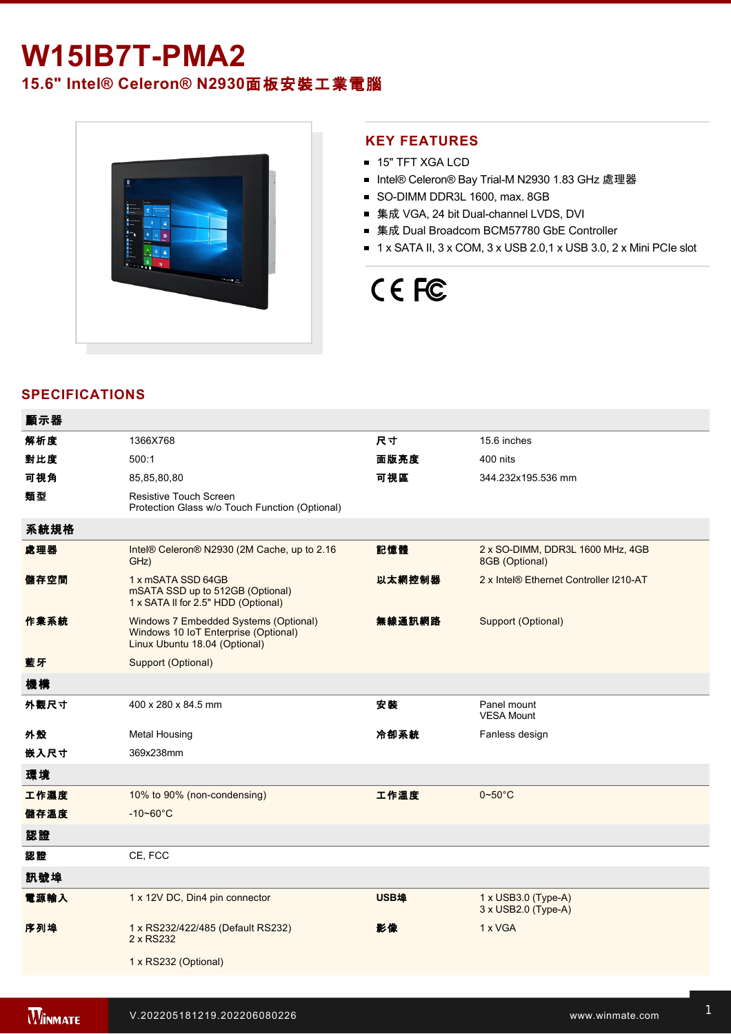# W15IB7T-PMA2

## 15.6" Intel® Celeron® N2930面板安裝工業電腦

## KEY FEATURES

- 15" TFT XGA LCD
- Intel® Celeron® Bay Trial-M N2930 1.83 GHz 處理器
- SO-DIMM DDR3L 1600, max. 8GB
- 集成 VGA, 24 bit Dual-channel LVDS, DVI
- 集成 Dual Broadcom BCM57780 GbE Controller
- 1 x SATA II, 3 x COM, 3 x USB 2.0,1 x USB 3.0, 2 x Mini PCIe slot

## SPECIFICATIONS

| **顯示器** | | | |
|---|---|---|---|
| **解析度** | 1366X768 | **尺寸** | 15.6 inches |
| **對比度** | 500:1 | **面版亮度** | 400 nits |
| **可視角** | 85,85,80,80 | **可視區** | 344.232x195.536 mm |
| **類型** | Resistive Touch Screen<br>Protection Glass w/o Touch Function (Optional) | | |
| **系統規格** | | | |
| **處理器** | Intel® Celeron® N2930 (2M Cache, up to 2.16 GHz) | **記憶體** | 2 x SO-DIMM, DDR3L 1600 MHz, 4GB<br>8GB (Optional) |
| **儲存空間** | 1 x mSATA SSD 64GB<br>mSATA SSD up to 512GB (Optional)<br>1 x SATA II for 2.5" HDD (Optional) | **以太網控制器** | 2 x Intel® Ethernet Controller I210-AT |
| **作業系統** | Windows 7 Embedded Systems (Optional)<br>Windows 10 IoT Enterprise (Optional)<br>Linux Ubuntu 18.04 (Optional) | **無線通訊網路** | Support (Optional) |
| **藍牙** | Support (Optional) | | |
| **機構** | | | |
| **外觀尺寸** | 400 x 280 x 84.5 mm | **安裝** | Panel mount<br>VESA Mount |
| **外殼** | Metal Housing | **冷卻系統** | Fanless design |
| **嵌入尺寸** | 369x238mm | | |
| **環境** | | | |
| **工作濕度** | 10% to 90% (non-condensing) | **工作溫度** | 0~50°C |
| **儲存溫度** | -10~60°C | | |
| **認證** | | | |
| **認證** | CE, FCC | | |
| **訊號埠** | | | |
| **電源輸入** | 1 x 12V DC, Din4 pin connector | **USB埠** | 1 x USB3.0 (Type-A)<br>3 x USB2.0 (Type-A) |
| **序列埠** | 1 x RS232/422/485 (Default RS232)<br>2 x RS232<br><br>1 x RS232 (Optional) | **影像** | 1 x VGA |

V.202205181219.202206080226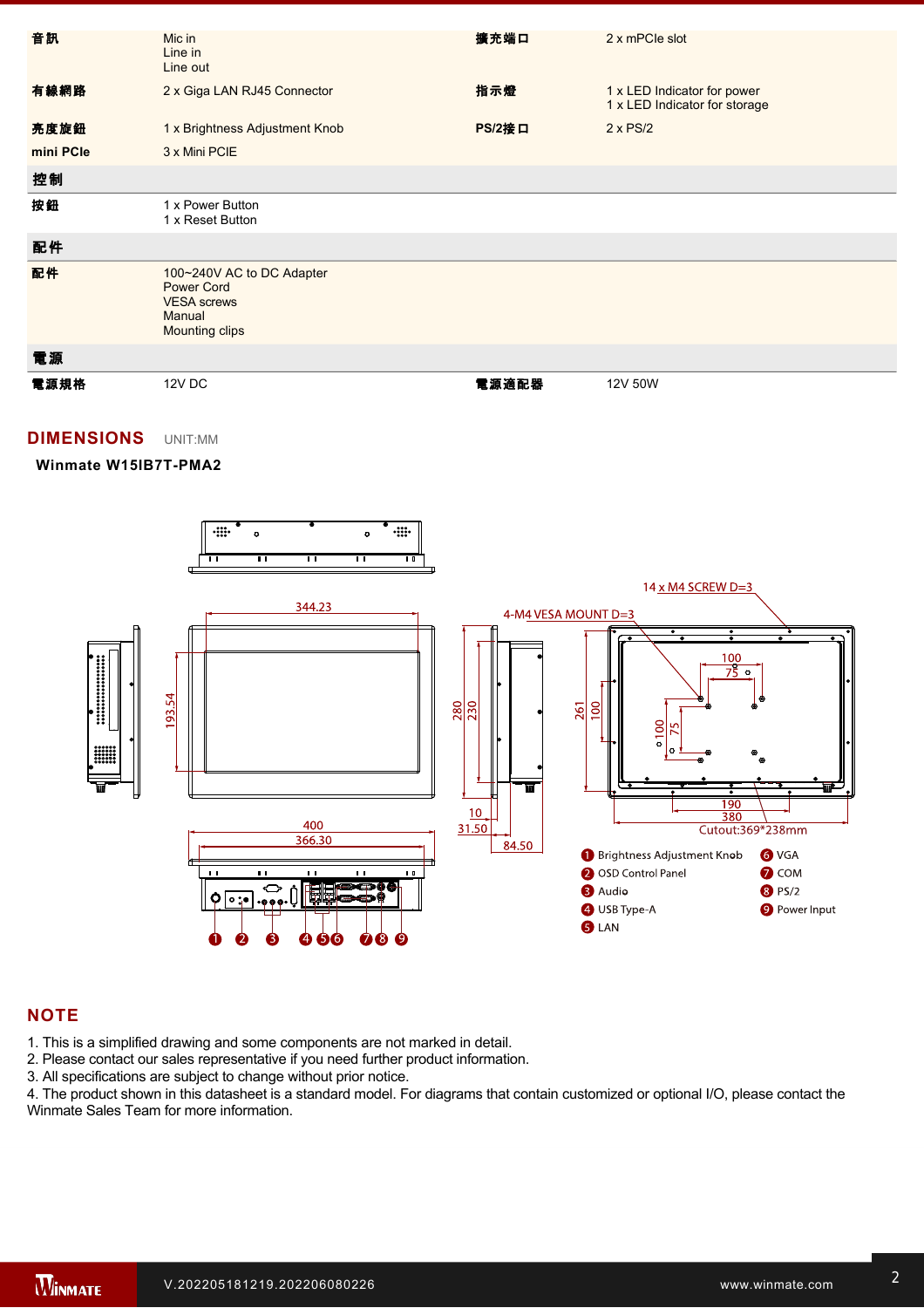| | | | |
|---|---|---|---|
| 音訊 | Mic in<br>Line in<br>Line out | 擴充端口 | 2 x mPCIe slot |
| 有線網路 | 2 x Giga LAN RJ45 Connector | 指示燈 | 1 x LED Indicator for power<br>1 x LED Indicator for storage |
| 亮度旋鈕 | 1 x Brightness Adjustment Knob | PS/2接口 | 2 x PS/2 |
| mini PCIe | 3 x Mini PCIE | | |

**控制**

| | |
|---|---|
| 按鈕 | 1 x Power Button<br>1 x Reset Button |

**配件**

| | |
|---|---|
| 配件 | 100~240V AC to DC Adapter<br>Power Cord<br>VESA screws<br>Manual<br>Mounting clips |

**電源**

| | | | |
|---|---|---|---|
| 電源規格 | 12V DC | 電源適配器 | 12V 50W |

## DIMENSIONS UNIT:MM

**Winmate W15IB7T-PMA2**

344.23
193.54
280
230
10
31.50
84.50
400
366.30
14 x M4 SCREW D=3
4-M4 VESA MOUNT D=3
100
75
261
100
100
75
190
380
Cutout:369*238mm

1. Brightness Adjustment Knob
2. OSD Control Panel
3. Audio
4. USB Type-A
5. LAN
6. VGA
7. COM
8. PS/2
9. Power Input

## NOTE

1. This is a simplified drawing and some components are not marked in detail.
2. Please contact our sales representative if you need further product information.
3. All specifications are subject to change without prior notice.
4. The product shown in this datasheet is a standard model. For diagrams that contain customized or optional I/O, please contact the Winmate Sales Team for more information.